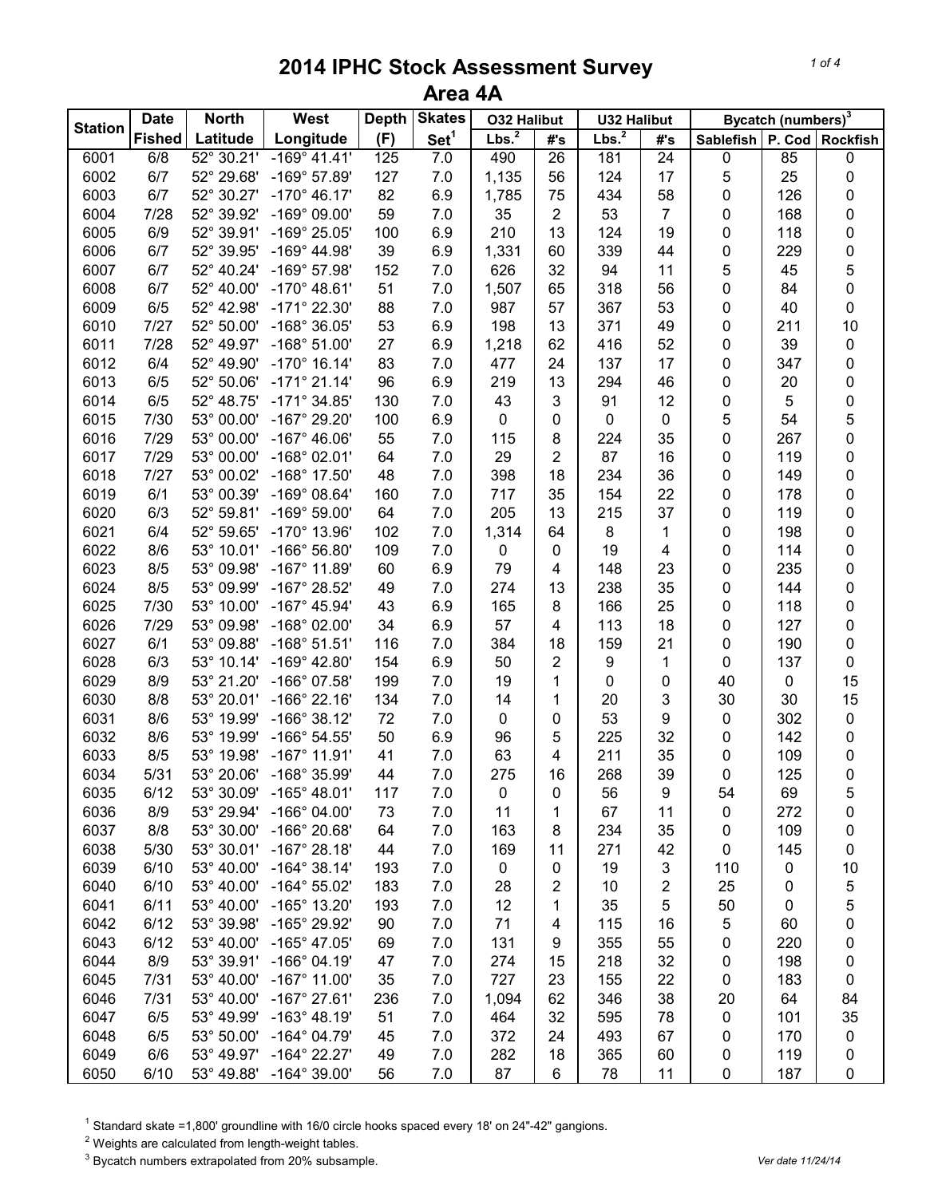# 2014 IPHC Stock Assessment Survey

## Area 4A

| Station | Date | North | West | Depth | Skates | O32 Halibut | | U32 Halibut | | Bycatch (numbers)[3] | | |
|---|---|---|---|---|---|---|---|---|---|---|---|---|
| | Fished | Latitude | Longitude | (F) | Set[1] | Lbs.[2] | #'s | Lbs.[2] | #'s | Sablefish | P. Cod | Rockfish |
| 6001 | 6/8 | 52° 30.21' | -169° 41.41' | 125 | 7.0 | 490 | 26 | 181 | 24 | 0 | 85 | 0 |
| 6002 | 6/7 | 52° 29.68' | -169° 57.89' | 127 | 7.0 | 1,135 | 56 | 124 | 17 | 5 | 25 | 0 |
| 6003 | 6/7 | 52° 30.27' | -170° 46.17' | 82 | 6.9 | 1,785 | 75 | 434 | 58 | 0 | 126 | 0 |
| 6004 | 7/28 | 52° 39.92' | -169° 09.00' | 59 | 7.0 | 35 | 2 | 53 | 7 | 0 | 168 | 0 |
| 6005 | 6/9 | 52° 39.91' | -169° 25.05' | 100 | 6.9 | 210 | 13 | 124 | 19 | 0 | 118 | 0 |
| 6006 | 6/7 | 52° 39.95' | -169° 44.98' | 39 | 6.9 | 1,331 | 60 | 339 | 44 | 0 | 229 | 0 |
| 6007 | 6/7 | 52° 40.24' | -169° 57.98' | 152 | 7.0 | 626 | 32 | 94 | 11 | 5 | 45 | 5 |
| 6008 | 6/7 | 52° 40.00' | -170° 48.61' | 51 | 7.0 | 1,507 | 65 | 318 | 56 | 0 | 84 | 0 |
| 6009 | 6/5 | 52° 42.98' | -171° 22.30' | 88 | 7.0 | 987 | 57 | 367 | 53 | 0 | 40 | 0 |
| 6010 | 7/27 | 52° 50.00' | -168° 36.05' | 53 | 6.9 | 198 | 13 | 371 | 49 | 0 | 211 | 10 |
| 6011 | 7/28 | 52° 49.97' | -168° 51.00' | 27 | 6.9 | 1,218 | 62 | 416 | 52 | 0 | 39 | 0 |
| 6012 | 6/4 | 52° 49.90' | -170° 16.14' | 83 | 7.0 | 477 | 24 | 137 | 17 | 0 | 347 | 0 |
| 6013 | 6/5 | 52° 50.06' | -171° 21.14' | 96 | 6.9 | 219 | 13 | 294 | 46 | 0 | 20 | 0 |
| 6014 | 6/5 | 52° 48.75' | -171° 34.85' | 130 | 7.0 | 43 | 3 | 91 | 12 | 0 | 5 | 0 |
| 6015 | 7/30 | 53° 00.00' | -167° 29.20' | 100 | 6.9 | 0 | 0 | 0 | 0 | 5 | 54 | 5 |
| 6016 | 7/29 | 53° 00.00' | -167° 46.06' | 55 | 7.0 | 115 | 8 | 224 | 35 | 0 | 267 | 0 |
| 6017 | 7/29 | 53° 00.00' | -168° 02.01' | 64 | 7.0 | 29 | 2 | 87 | 16 | 0 | 119 | 0 |
| 6018 | 7/27 | 53° 00.02' | -168° 17.50' | 48 | 7.0 | 398 | 18 | 234 | 36 | 0 | 149 | 0 |
| 6019 | 6/1 | 53° 00.39' | -169° 08.64' | 160 | 7.0 | 717 | 35 | 154 | 22 | 0 | 178 | 0 |
| 6020 | 6/3 | 52° 59.81' | -169° 59.00' | 64 | 7.0 | 205 | 13 | 215 | 37 | 0 | 119 | 0 |
| 6021 | 6/4 | 52° 59.65' | -170° 13.96' | 102 | 7.0 | 1,314 | 64 | 8 | 1 | 0 | 198 | 0 |
| 6022 | 8/6 | 53° 10.01' | -166° 56.80' | 109 | 7.0 | 0 | 0 | 19 | 4 | 0 | 114 | 0 |
| 6023 | 8/5 | 53° 09.98' | -167° 11.89' | 60 | 6.9 | 79 | 4 | 148 | 23 | 0 | 235 | 0 |
| 6024 | 8/5 | 53° 09.99' | -167° 28.52' | 49 | 7.0 | 274 | 13 | 238 | 35 | 0 | 144 | 0 |
| 6025 | 7/30 | 53° 10.00' | -167° 45.94' | 43 | 6.9 | 165 | 8 | 166 | 25 | 0 | 118 | 0 |
| 6026 | 7/29 | 53° 09.98' | -168° 02.00' | 34 | 6.9 | 57 | 4 | 113 | 18 | 0 | 127 | 0 |
| 6027 | 6/1 | 53° 09.88' | -168° 51.51' | 116 | 7.0 | 384 | 18 | 159 | 21 | 0 | 190 | 0 |
| 6028 | 6/3 | 53° 10.14' | -169° 42.80' | 154 | 6.9 | 50 | 2 | 9 | 1 | 0 | 137 | 0 |
| 6029 | 8/9 | 53° 21.20' | -166° 07.58' | 199 | 7.0 | 19 | 1 | 0 | 0 | 40 | 0 | 15 |
| 6030 | 8/8 | 53° 20.01' | -166° 22.16' | 134 | 7.0 | 14 | 1 | 20 | 3 | 30 | 30 | 15 |
| 6031 | 8/6 | 53° 19.99' | -166° 38.12' | 72 | 7.0 | 0 | 0 | 53 | 9 | 0 | 302 | 0 |
| 6032 | 8/6 | 53° 19.99' | -166° 54.55' | 50 | 6.9 | 96 | 5 | 225 | 32 | 0 | 142 | 0 |
| 6033 | 8/5 | 53° 19.98' | -167° 11.91' | 41 | 7.0 | 63 | 4 | 211 | 35 | 0 | 109 | 0 |
| 6034 | 5/31 | 53° 20.06' | -168° 35.99' | 44 | 7.0 | 275 | 16 | 268 | 39 | 0 | 125 | 0 |
| 6035 | 6/12 | 53° 30.09' | -165° 48.01' | 117 | 7.0 | 0 | 0 | 56 | 9 | 54 | 69 | 5 |
| 6036 | 8/9 | 53° 29.94' | -166° 04.00' | 73 | 7.0 | 11 | 1 | 67 | 11 | 0 | 272 | 0 |
| 6037 | 8/8 | 53° 30.00' | -166° 20.68' | 64 | 7.0 | 163 | 8 | 234 | 35 | 0 | 109 | 0 |
| 6038 | 5/30 | 53° 30.01' | -167° 28.18' | 44 | 7.0 | 169 | 11 | 271 | 42 | 0 | 145 | 0 |
| 6039 | 6/10 | 53° 40.00' | -164° 38.14' | 193 | 7.0 | 0 | 0 | 19 | 3 | 110 | 0 | 10 |
| 6040 | 6/10 | 53° 40.00' | -164° 55.02' | 183 | 7.0 | 28 | 2 | 10 | 2 | 25 | 0 | 5 |
| 6041 | 6/11 | 53° 40.00' | -165° 13.20' | 193 | 7.0 | 12 | 1 | 35 | 5 | 50 | 0 | 5 |
| 6042 | 6/12 | 53° 39.98' | -165° 29.92' | 90 | 7.0 | 71 | 4 | 115 | 16 | 5 | 60 | 0 |
| 6043 | 6/12 | 53° 40.00' | -165° 47.05' | 69 | 7.0 | 131 | 9 | 355 | 55 | 0 | 220 | 0 |
| 6044 | 8/9 | 53° 39.91' | -166° 04.19' | 47 | 7.0 | 274 | 15 | 218 | 32 | 0 | 198 | 0 |
| 6045 | 7/31 | 53° 40.00' | -167° 11.00' | 35 | 7.0 | 727 | 23 | 155 | 22 | 0 | 183 | 0 |
| 6046 | 7/31 | 53° 40.00' | -167° 27.61' | 236 | 7.0 | 1,094 | 62 | 346 | 38 | 20 | 64 | 84 |
| 6047 | 6/5 | 53° 49.99' | -163° 48.19' | 51 | 7.0 | 464 | 32 | 595 | 78 | 0 | 101 | 35 |
| 6048 | 6/5 | 53° 50.00' | -164° 04.79' | 45 | 7.0 | 372 | 24 | 493 | 67 | 0 | 170 | 0 |
| 6049 | 6/6 | 53° 49.97' | -164° 22.27' | 49 | 7.0 | 282 | 18 | 365 | 60 | 0 | 119 | 0 |
| 6050 | 6/10 | 53° 49.88' | -164° 39.00' | 56 | 7.0 | 87 | 6 | 78 | 11 | 0 | 187 | 0 |

[1] Standard skate =1,800' groundline with 16/0 circle hooks spaced every 18' on 24"-42" gangions.

[2] Weights are calculated from length-weight tables.

[3] Bycatch numbers extrapolated from 20% subsample.

Ver date 11/24/14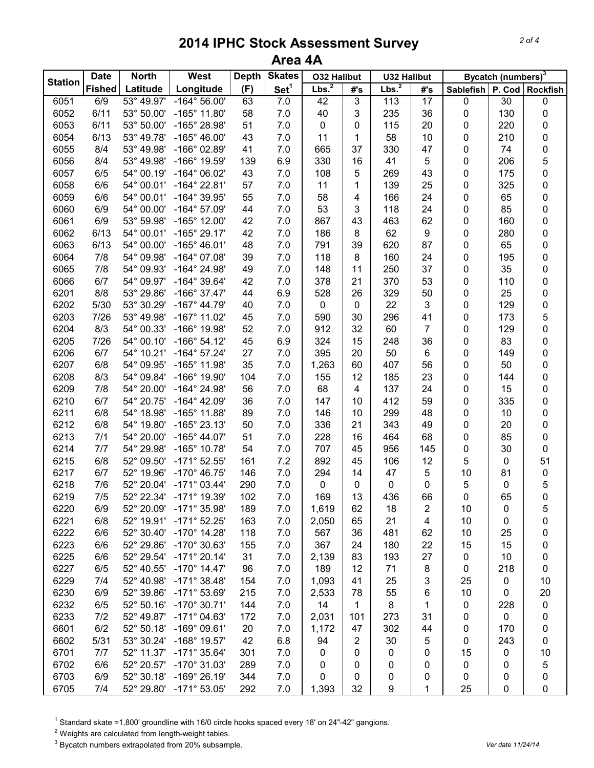# 2014 IPHC Stock Assessment Survey

## Area 4A

| Station | Date Fished | North Latitude | West Longitude | Depth (F) | Skates Set[1] | O32 Halibut Lbs.[2] | O32 Halibut #'s | U32 Halibut Lbs.[2] | U32 Halibut #'s | Bycatch (numbers)[3] Sablefish | P. Cod | Rockfish |
|---|---|---|---|---|---|---|---|---|---|---|---|---|
| 6051 | 6/9 | 53° 49.97' | -164° 56.00' | 63 | 7.0 | 42 | 3 | 113 | 17 | 0 | 30 | 0 |
| 6052 | 6/11 | 53° 50.00' | -165° 11.80' | 58 | 7.0 | 40 | 3 | 235 | 36 | 0 | 130 | 0 |
| 6053 | 6/11 | 53° 50.00' | -165° 28.98' | 51 | 7.0 | 0 | 0 | 115 | 20 | 0 | 220 | 0 |
| 6054 | 6/13 | 53° 49.78' | -165° 46.00' | 43 | 7.0 | 11 | 1 | 58 | 10 | 0 | 210 | 0 |
| 6055 | 8/4 | 53° 49.98' | -166° 02.89' | 41 | 7.0 | 665 | 37 | 330 | 47 | 0 | 74 | 0 |
| 6056 | 8/4 | 53° 49.98' | -166° 19.59' | 139 | 6.9 | 330 | 16 | 41 | 5 | 0 | 206 | 5 |
| 6057 | 6/5 | 54° 00.19' | -164° 06.02' | 43 | 7.0 | 108 | 5 | 269 | 43 | 0 | 175 | 0 |
| 6058 | 6/6 | 54° 00.01' | -164° 22.81' | 57 | 7.0 | 11 | 1 | 139 | 25 | 0 | 325 | 0 |
| 6059 | 6/6 | 54° 00.01' | -164° 39.95' | 55 | 7.0 | 58 | 4 | 166 | 24 | 0 | 65 | 0 |
| 6060 | 6/9 | 54° 00.00' | -164° 57.09' | 44 | 7.0 | 53 | 3 | 118 | 24 | 0 | 85 | 0 |
| 6061 | 6/9 | 53° 59.98' | -165° 12.00' | 42 | 7.0 | 867 | 43 | 463 | 62 | 0 | 160 | 0 |
| 6062 | 6/13 | 54° 00.01' | -165° 29.17' | 42 | 7.0 | 186 | 8 | 62 | 9 | 0 | 280 | 0 |
| 6063 | 6/13 | 54° 00.00' | -165° 46.01' | 48 | 7.0 | 791 | 39 | 620 | 87 | 0 | 65 | 0 |
| 6064 | 7/8 | 54° 09.98' | -164° 07.08' | 39 | 7.0 | 118 | 8 | 160 | 24 | 0 | 195 | 0 |
| 6065 | 7/8 | 54° 09.93' | -164° 24.98' | 49 | 7.0 | 148 | 11 | 250 | 37 | 0 | 35 | 0 |
| 6066 | 6/7 | 54° 09.97' | -164° 39.64' | 42 | 7.0 | 378 | 21 | 370 | 53 | 0 | 110 | 0 |
| 6201 | 8/8 | 53° 29.86' | -166° 37.47' | 44 | 6.9 | 528 | 26 | 329 | 50 | 0 | 25 | 0 |
| 6202 | 5/30 | 53° 30.29' | -167° 44.79' | 40 | 7.0 | 0 | 0 | 22 | 3 | 0 | 129 | 0 |
| 6203 | 7/26 | 53° 49.98' | -167° 11.02' | 45 | 7.0 | 590 | 30 | 296 | 41 | 0 | 173 | 5 |
| 6204 | 8/3 | 54° 00.33' | -166° 19.98' | 52 | 7.0 | 912 | 32 | 60 | 7 | 0 | 129 | 0 |
| 6205 | 7/26 | 54° 00.10' | -166° 54.12' | 45 | 6.9 | 324 | 15 | 248 | 36 | 0 | 83 | 0 |
| 6206 | 6/7 | 54° 10.21' | -164° 57.24' | 27 | 7.0 | 395 | 20 | 50 | 6 | 0 | 149 | 0 |
| 6207 | 6/8 | 54° 09.95' | -165° 11.98' | 35 | 7.0 | 1,263 | 60 | 407 | 56 | 0 | 50 | 0 |
| 6208 | 8/3 | 54° 09.84' | -166° 19.90' | 104 | 7.0 | 155 | 12 | 185 | 23 | 0 | 144 | 0 |
| 6209 | 7/8 | 54° 20.00' | -164° 24.98' | 56 | 7.0 | 68 | 4 | 137 | 24 | 0 | 15 | 0 |
| 6210 | 6/7 | 54° 20.75' | -164° 42.09' | 36 | 7.0 | 147 | 10 | 412 | 59 | 0 | 335 | 0 |
| 6211 | 6/8 | 54° 18.98' | -165° 11.88' | 89 | 7.0 | 146 | 10 | 299 | 48 | 0 | 10 | 0 |
| 6212 | 6/8 | 54° 19.80' | -165° 23.13' | 50 | 7.0 | 336 | 21 | 343 | 49 | 0 | 20 | 0 |
| 6213 | 7/1 | 54° 20.00' | -165° 44.07' | 51 | 7.0 | 228 | 16 | 464 | 68 | 0 | 85 | 0 |
| 6214 | 7/7 | 54° 29.98' | -165° 10.78' | 54 | 7.0 | 707 | 45 | 956 | 145 | 0 | 30 | 0 |
| 6215 | 6/8 | 52° 09.50' | -171° 52.55' | 161 | 7.2 | 892 | 45 | 106 | 12 | 5 | 0 | 51 |
| 6217 | 6/7 | 52° 19.96' | -170° 46.75' | 146 | 7.0 | 294 | 14 | 47 | 5 | 10 | 81 | 0 |
| 6218 | 7/6 | 52° 20.04' | -171° 03.44' | 290 | 7.0 | 0 | 0 | 0 | 0 | 5 | 0 | 5 |
| 6219 | 7/5 | 52° 22.34' | -171° 19.39' | 102 | 7.0 | 169 | 13 | 436 | 66 | 0 | 65 | 0 |
| 6220 | 6/9 | 52° 20.09' | -171° 35.98' | 189 | 7.0 | 1,619 | 62 | 18 | 2 | 10 | 0 | 5 |
| 6221 | 6/8 | 52° 19.91' | -171° 52.25' | 163 | 7.0 | 2,050 | 65 | 21 | 4 | 10 | 0 | 0 |
| 6222 | 6/6 | 52° 30.40' | -170° 14.28' | 118 | 7.0 | 567 | 36 | 481 | 62 | 10 | 25 | 0 |
| 6223 | 6/6 | 52° 29.86' | -170° 30.63' | 155 | 7.0 | 367 | 24 | 180 | 22 | 15 | 15 | 0 |
| 6225 | 6/6 | 52° 29.54' | -171° 20.14' | 31 | 7.0 | 2,139 | 83 | 193 | 27 | 0 | 10 | 0 |
| 6227 | 6/5 | 52° 40.55' | -170° 14.47' | 96 | 7.0 | 189 | 12 | 71 | 8 | 0 | 218 | 0 |
| 6229 | 7/4 | 52° 40.98' | -171° 38.48' | 154 | 7.0 | 1,093 | 41 | 25 | 3 | 25 | 0 | 10 |
| 6230 | 6/9 | 52° 39.86' | -171° 53.69' | 215 | 7.0 | 2,533 | 78 | 55 | 6 | 10 | 0 | 20 |
| 6232 | 6/5 | 52° 50.16' | -170° 30.71' | 144 | 7.0 | 14 | 1 | 8 | 1 | 0 | 228 | 0 |
| 6233 | 7/2 | 52° 49.87' | -171° 04.63' | 172 | 7.0 | 2,031 | 101 | 273 | 31 | 0 | 0 | 0 |
| 6601 | 6/2 | 52° 50.18' | -169° 09.61' | 20 | 7.0 | 1,172 | 47 | 302 | 44 | 0 | 170 | 0 |
| 6602 | 5/31 | 53° 30.24' | -168° 19.57' | 42 | 6.8 | 94 | 2 | 30 | 5 | 0 | 243 | 0 |
| 6701 | 7/7 | 52° 11.37' | -171° 35.64' | 301 | 7.0 | 0 | 0 | 0 | 0 | 15 | 0 | 10 |
| 6702 | 6/6 | 52° 20.57' | -170° 31.03' | 289 | 7.0 | 0 | 0 | 0 | 0 | 0 | 0 | 5 |
| 6703 | 6/9 | 52° 30.18' | -169° 26.19' | 344 | 7.0 | 0 | 0 | 0 | 0 | 0 | 0 | 0 |
| 6705 | 7/4 | 52° 29.80' | -171° 53.05' | 292 | 7.0 | 1,393 | 32 | 9 | 1 | 25 | 0 | 0 |

[1] Standard skate =1,800' groundline with 16/0 circle hooks spaced every 18' on 24"-42" gangions.

[2] Weights are calculated from length-weight tables.

[3] Bycatch numbers extrapolated from 20% subsample.

Ver date 11/24/14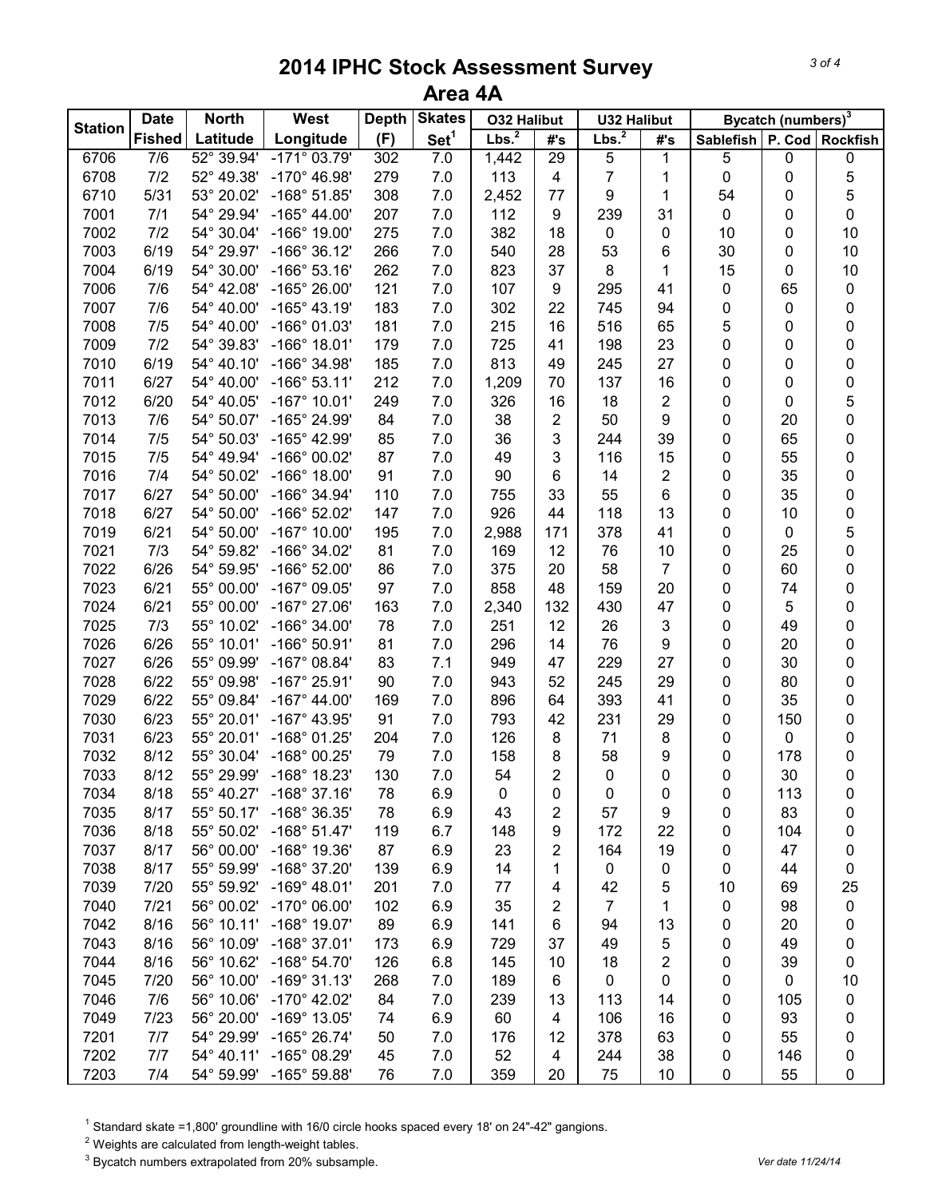# 2014 IPHC Stock Assessment Survey
## Area 4A

| Station | Date Fished | North Latitude | West Longitude | Depth (F) | Skates Set[1] | O32 Halibut | | U32 Halibut | | Bycatch (numbers)[3] | | |
|---|---|---|---|---|---|---|---|---|---|---|---|---|
| | | | | | | Lbs.[2] | #'s | Lbs.[2] | #'s | Sablefish | P. Cod | Rockfish |
| 6706 | 7/6 | 52° 39.94' | -171° 03.79' | 302 | 7.0 | 1,442 | 29 | 5 | 1 | 5 | 0 | 0 |
| 6708 | 7/2 | 52° 49.38' | -170° 46.98' | 279 | 7.0 | 113 | 4 | 7 | 1 | 0 | 0 | 5 |
| 6710 | 5/31 | 53° 20.02' | -168° 51.85' | 308 | 7.0 | 2,452 | 77 | 9 | 1 | 54 | 0 | 5 |
| 7001 | 7/1 | 54° 29.94' | -165° 44.00' | 207 | 7.0 | 112 | 9 | 239 | 31 | 0 | 0 | 0 |
| 7002 | 7/2 | 54° 30.04' | -166° 19.00' | 275 | 7.0 | 382 | 18 | 0 | 0 | 10 | 0 | 10 |
| 7003 | 6/19 | 54° 29.97' | -166° 36.12' | 266 | 7.0 | 540 | 28 | 53 | 6 | 30 | 0 | 10 |
| 7004 | 6/19 | 54° 30.00' | -166° 53.16' | 262 | 7.0 | 823 | 37 | 8 | 1 | 15 | 0 | 10 |
| 7006 | 7/6 | 54° 42.08' | -165° 26.00' | 121 | 7.0 | 107 | 9 | 295 | 41 | 0 | 65 | 0 |
| 7007 | 7/6 | 54° 40.00' | -165° 43.19' | 183 | 7.0 | 302 | 22 | 745 | 94 | 0 | 0 | 0 |
| 7008 | 7/5 | 54° 40.00' | -166° 01.03' | 181 | 7.0 | 215 | 16 | 516 | 65 | 5 | 0 | 0 |
| 7009 | 7/2 | 54° 39.83' | -166° 18.01' | 179 | 7.0 | 725 | 41 | 198 | 23 | 0 | 0 | 0 |
| 7010 | 6/19 | 54° 40.10' | -166° 34.98' | 185 | 7.0 | 813 | 49 | 245 | 27 | 0 | 0 | 0 |
| 7011 | 6/27 | 54° 40.00' | -166° 53.11' | 212 | 7.0 | 1,209 | 70 | 137 | 16 | 0 | 0 | 0 |
| 7012 | 6/20 | 54° 40.05' | -167° 10.01' | 249 | 7.0 | 326 | 16 | 18 | 2 | 0 | 0 | 5 |
| 7013 | 7/6 | 54° 50.07' | -165° 24.99' | 84 | 7.0 | 38 | 2 | 50 | 9 | 0 | 20 | 0 |
| 7014 | 7/5 | 54° 50.03' | -165° 42.99' | 85 | 7.0 | 36 | 3 | 244 | 39 | 0 | 65 | 0 |
| 7015 | 7/5 | 54° 49.94' | -166° 00.02' | 87 | 7.0 | 49 | 3 | 116 | 15 | 0 | 55 | 0 |
| 7016 | 7/4 | 54° 50.02' | -166° 18.00' | 91 | 7.0 | 90 | 6 | 14 | 2 | 0 | 35 | 0 |
| 7017 | 6/27 | 54° 50.00' | -166° 34.94' | 110 | 7.0 | 755 | 33 | 55 | 6 | 0 | 35 | 0 |
| 7018 | 6/27 | 54° 50.00' | -166° 52.02' | 147 | 7.0 | 926 | 44 | 118 | 13 | 0 | 10 | 0 |
| 7019 | 6/21 | 54° 50.00' | -167° 10.00' | 195 | 7.0 | 2,988 | 171 | 378 | 41 | 0 | 0 | 5 |
| 7021 | 7/3 | 54° 59.82' | -166° 34.02' | 81 | 7.0 | 169 | 12 | 76 | 10 | 0 | 25 | 0 |
| 7022 | 6/26 | 54° 59.95' | -166° 52.00' | 86 | 7.0 | 375 | 20 | 58 | 7 | 0 | 60 | 0 |
| 7023 | 6/21 | 55° 00.00' | -167° 09.05' | 97 | 7.0 | 858 | 48 | 159 | 20 | 0 | 74 | 0 |
| 7024 | 6/21 | 55° 00.00' | -167° 27.06' | 163 | 7.0 | 2,340 | 132 | 430 | 47 | 0 | 5 | 0 |
| 7025 | 7/3 | 55° 10.02' | -166° 34.00' | 78 | 7.0 | 251 | 12 | 26 | 3 | 0 | 49 | 0 |
| 7026 | 6/26 | 55° 10.01' | -166° 50.91' | 81 | 7.0 | 296 | 14 | 76 | 9 | 0 | 20 | 0 |
| 7027 | 6/26 | 55° 09.99' | -167° 08.84' | 83 | 7.1 | 949 | 47 | 229 | 27 | 0 | 30 | 0 |
| 7028 | 6/22 | 55° 09.98' | -167° 25.91' | 90 | 7.0 | 943 | 52 | 245 | 29 | 0 | 80 | 0 |
| 7029 | 6/22 | 55° 09.84' | -167° 44.00' | 169 | 7.0 | 896 | 64 | 393 | 41 | 0 | 35 | 0 |
| 7030 | 6/23 | 55° 20.01' | -167° 43.95' | 91 | 7.0 | 793 | 42 | 231 | 29 | 0 | 150 | 0 |
| 7031 | 6/23 | 55° 20.01' | -168° 01.25' | 204 | 7.0 | 126 | 8 | 71 | 8 | 0 | 0 | 0 |
| 7032 | 8/12 | 55° 30.04' | -168° 00.25' | 79 | 7.0 | 158 | 8 | 58 | 9 | 0 | 178 | 0 |
| 7033 | 8/12 | 55° 29.99' | -168° 18.23' | 130 | 7.0 | 54 | 2 | 0 | 0 | 0 | 30 | 0 |
| 7034 | 8/18 | 55° 40.27' | -168° 37.16' | 78 | 6.9 | 0 | 0 | 0 | 0 | 0 | 113 | 0 |
| 7035 | 8/17 | 55° 50.17' | -168° 36.35' | 78 | 6.9 | 43 | 2 | 57 | 9 | 0 | 83 | 0 |
| 7036 | 8/18 | 55° 50.02' | -168° 51.47' | 119 | 6.7 | 148 | 9 | 172 | 22 | 0 | 104 | 0 |
| 7037 | 8/17 | 56° 00.00' | -168° 19.36' | 87 | 6.9 | 23 | 2 | 164 | 19 | 0 | 47 | 0 |
| 7038 | 8/17 | 55° 59.99' | -168° 37.20' | 139 | 6.9 | 14 | 1 | 0 | 0 | 0 | 44 | 0 |
| 7039 | 7/20 | 55° 59.92' | -169° 48.01' | 201 | 7.0 | 77 | 4 | 42 | 5 | 10 | 69 | 25 |
| 7040 | 7/21 | 56° 00.02' | -170° 06.00' | 102 | 6.9 | 35 | 2 | 7 | 1 | 0 | 98 | 0 |
| 7042 | 8/16 | 56° 10.11' | -168° 19.07' | 89 | 6.9 | 141 | 6 | 94 | 13 | 0 | 20 | 0 |
| 7043 | 8/16 | 56° 10.09' | -168° 37.01' | 173 | 6.9 | 729 | 37 | 49 | 5 | 0 | 49 | 0 |
| 7044 | 8/16 | 56° 10.62' | -168° 54.70' | 126 | 6.8 | 145 | 10 | 18 | 2 | 0 | 39 | 0 |
| 7045 | 7/20 | 56° 10.00' | -169° 31.13' | 268 | 7.0 | 189 | 6 | 0 | 0 | 0 | 0 | 10 |
| 7046 | 7/6 | 56° 10.06' | -170° 42.02' | 84 | 7.0 | 239 | 13 | 113 | 14 | 0 | 105 | 0 |
| 7049 | 7/23 | 56° 20.00' | -169° 13.05' | 74 | 6.9 | 60 | 4 | 106 | 16 | 0 | 93 | 0 |
| 7201 | 7/7 | 54° 29.99' | -165° 26.74' | 50 | 7.0 | 176 | 12 | 378 | 63 | 0 | 55 | 0 |
| 7202 | 7/7 | 54° 40.11' | -165° 08.29' | 45 | 7.0 | 52 | 4 | 244 | 38 | 0 | 146 | 0 |
| 7203 | 7/4 | 54° 59.99' | -165° 59.88' | 76 | 7.0 | 359 | 20 | 75 | 10 | 0 | 55 | 0 |

[1] Standard skate =1,800' groundline with 16/0 circle hooks spaced every 18' on 24"-42" gangions.

[2] Weights are calculated from length-weight tables.

[3] Bycatch numbers extrapolated from 20% subsample.

Ver date 11/24/14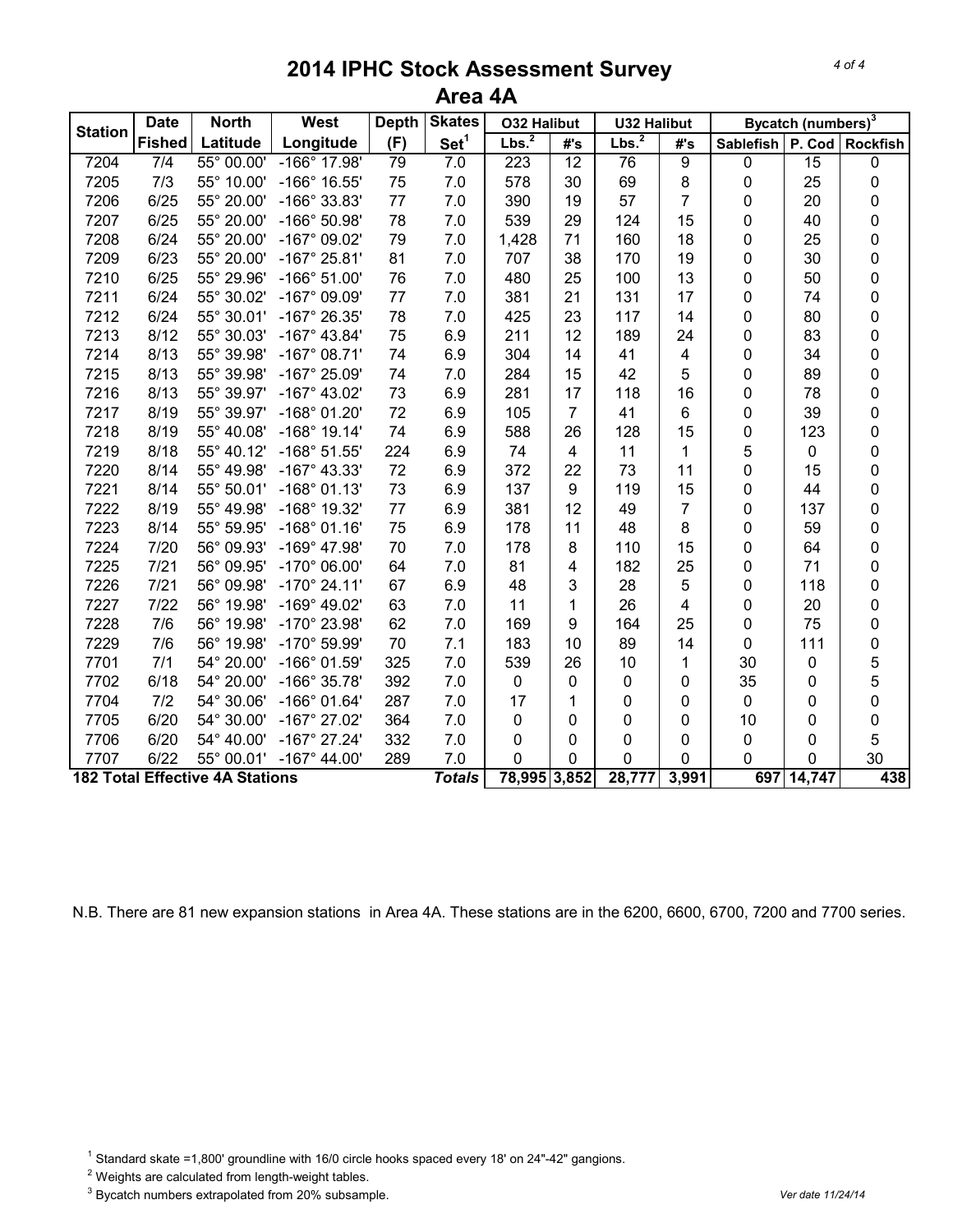# 2014 IPHC Stock Assessment Survey
## Area 4A

| Station | Date Fished | North Latitude | West Longitude | Depth (F) | Skates Set[1] | O32 Halibut Lbs.[2] | O32 Halibut #'s | U32 Halibut Lbs.[2] | U32 Halibut #'s | Bycatch (numbers)[3] Sablefish | P. Cod | Rockfish |
|---|---|---|---|---|---|---|---|---|---|---|---|---|
| 7204 | 7/4 | 55° 00.00' | -166° 17.98' | 79 | 7.0 | 223 | 12 | 76 | 9 | 0 | 15 | 0 |
| 7205 | 7/3 | 55° 10.00' | -166° 16.55' | 75 | 7.0 | 578 | 30 | 69 | 8 | 0 | 25 | 0 |
| 7206 | 6/25 | 55° 20.00' | -166° 33.83' | 77 | 7.0 | 390 | 19 | 57 | 7 | 0 | 20 | 0 |
| 7207 | 6/25 | 55° 20.00' | -166° 50.98' | 78 | 7.0 | 539 | 29 | 124 | 15 | 0 | 40 | 0 |
| 7208 | 6/24 | 55° 20.00' | -167° 09.02' | 79 | 7.0 | 1,428 | 71 | 160 | 18 | 0 | 25 | 0 |
| 7209 | 6/23 | 55° 20.00' | -167° 25.81' | 81 | 7.0 | 707 | 38 | 170 | 19 | 0 | 30 | 0 |
| 7210 | 6/25 | 55° 29.96' | -166° 51.00' | 76 | 7.0 | 480 | 25 | 100 | 13 | 0 | 50 | 0 |
| 7211 | 6/24 | 55° 30.02' | -167° 09.09' | 77 | 7.0 | 381 | 21 | 131 | 17 | 0 | 74 | 0 |
| 7212 | 6/24 | 55° 30.01' | -167° 26.35' | 78 | 7.0 | 425 | 23 | 117 | 14 | 0 | 80 | 0 |
| 7213 | 8/12 | 55° 30.03' | -167° 43.84' | 75 | 6.9 | 211 | 12 | 189 | 24 | 0 | 83 | 0 |
| 7214 | 8/13 | 55° 39.98' | -167° 08.71' | 74 | 6.9 | 304 | 14 | 41 | 4 | 0 | 34 | 0 |
| 7215 | 8/13 | 55° 39.98' | -167° 25.09' | 74 | 7.0 | 284 | 15 | 42 | 5 | 0 | 89 | 0 |
| 7216 | 8/13 | 55° 39.97' | -167° 43.02' | 73 | 6.9 | 281 | 17 | 118 | 16 | 0 | 78 | 0 |
| 7217 | 8/19 | 55° 39.97' | -168° 01.20' | 72 | 6.9 | 105 | 7 | 41 | 6 | 0 | 39 | 0 |
| 7218 | 8/19 | 55° 40.08' | -168° 19.14' | 74 | 6.9 | 588 | 26 | 128 | 15 | 0 | 123 | 0 |
| 7219 | 8/18 | 55° 40.12' | -168° 51.55' | 224 | 6.9 | 74 | 4 | 11 | 1 | 5 | 0 | 0 |
| 7220 | 8/14 | 55° 49.98' | -167° 43.33' | 72 | 6.9 | 372 | 22 | 73 | 11 | 0 | 15 | 0 |
| 7221 | 8/14 | 55° 50.01' | -168° 01.13' | 73 | 6.9 | 137 | 9 | 119 | 15 | 0 | 44 | 0 |
| 7222 | 8/19 | 55° 49.98' | -168° 19.32' | 77 | 6.9 | 381 | 12 | 49 | 7 | 0 | 137 | 0 |
| 7223 | 8/14 | 55° 59.95' | -168° 01.16' | 75 | 6.9 | 178 | 11 | 48 | 8 | 0 | 59 | 0 |
| 7224 | 7/20 | 56° 09.93' | -169° 47.98' | 70 | 7.0 | 178 | 8 | 110 | 15 | 0 | 64 | 0 |
| 7225 | 7/21 | 56° 09.95' | -170° 06.00' | 64 | 7.0 | 81 | 4 | 182 | 25 | 0 | 71 | 0 |
| 7226 | 7/21 | 56° 09.98' | -170° 24.11' | 67 | 6.9 | 48 | 3 | 28 | 5 | 0 | 118 | 0 |
| 7227 | 7/22 | 56° 19.98' | -169° 49.02' | 63 | 7.0 | 11 | 1 | 26 | 4 | 0 | 20 | 0 |
| 7228 | 7/6 | 56° 19.98' | -170° 23.98' | 62 | 7.0 | 169 | 9 | 164 | 25 | 0 | 75 | 0 |
| 7229 | 7/6 | 56° 19.98' | -170° 59.99' | 70 | 7.1 | 183 | 10 | 89 | 14 | 0 | 111 | 0 |
| 7701 | 7/1 | 54° 20.00' | -166° 01.59' | 325 | 7.0 | 539 | 26 | 10 | 1 | 30 | 0 | 5 |
| 7702 | 6/18 | 54° 20.00' | -166° 35.78' | 392 | 7.0 | 0 | 0 | 0 | 0 | 35 | 0 | 5 |
| 7704 | 7/2 | 54° 30.06' | -166° 01.64' | 287 | 7.0 | 17 | 1 | 0 | 0 | 0 | 0 | 0 |
| 7705 | 6/20 | 54° 30.00' | -167° 27.02' | 364 | 7.0 | 0 | 0 | 0 | 0 | 10 | 0 | 0 |
| 7706 | 6/20 | 54° 40.00' | -167° 27.24' | 332 | 7.0 | 0 | 0 | 0 | 0 | 0 | 0 | 5 |
| 7707 | 6/22 | 55° 00.01' | -167° 44.00' | 289 | 7.0 | 0 | 0 | 0 | 0 | 0 | 0 | 30 |
| **182 Total Effective 4A Stations** | | | | | ***Totals*** | **78,995** | **3,852** | **28,777** | **3,991** | **697** | **14,747** | **438** |

N.B. There are 81 new expansion stations in Area 4A. These stations are in the 6200, 6600, 6700, 7200 and 7700 series.

[1] Standard skate =1,800' groundline with 16/0 circle hooks spaced every 18' on 24"-42" gangions.

[2] Weights are calculated from length-weight tables.

[3] Bycatch numbers extrapolated from 20% subsample.

*Ver date 11/24/14*